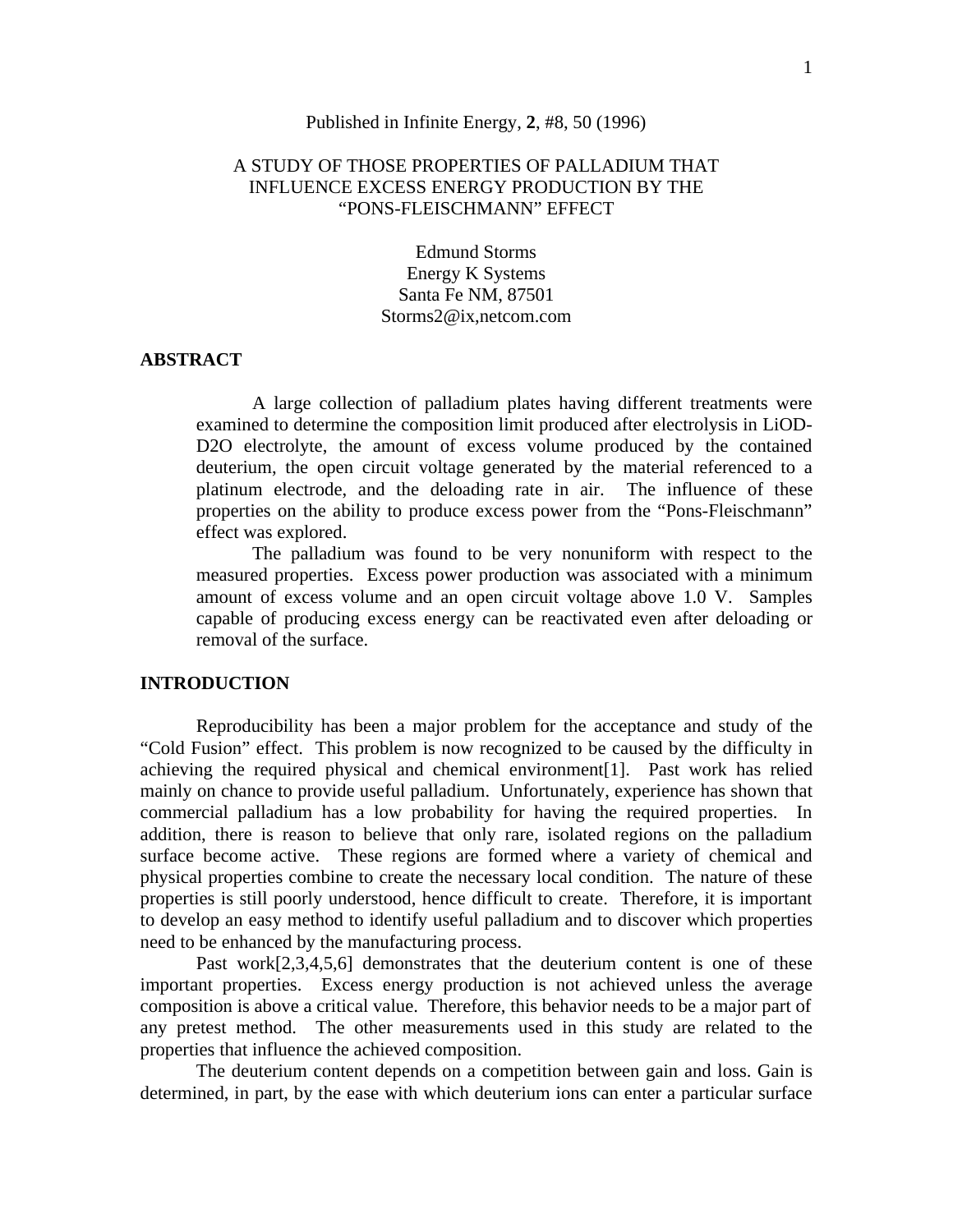Published in Infinite Energy, **2**, #8, 50 (1996)

# A STUDY OF THOSE PROPERTIES OF PALLADIUM THAT INFLUENCE EXCESS ENERGY PRODUCTION BY THE "PONS-FLEISCHMANN" EFFECT

Edmund Storms
Energy K Systems
Santa Fe NM, 87501
Storms2@ix,netcom.com

## ABSTRACT

A large collection of palladium plates having different treatments were examined to determine the composition limit produced after electrolysis in LiOD-D2O electrolyte, the amount of excess volume produced by the contained deuterium, the open circuit voltage generated by the material referenced to a platinum electrode, and the deloading rate in air. The influence of these properties on the ability to produce excess power from the "Pons-Fleischmann" effect was explored.

The palladium was found to be very nonuniform with respect to the measured properties. Excess power production was associated with a minimum amount of excess volume and an open circuit voltage above 1.0 V. Samples capable of producing excess energy can be reactivated even after deloading or removal of the surface.

## INTRODUCTION

Reproducibility has been a major problem for the acceptance and study of the "Cold Fusion" effect. This problem is now recognized to be caused by the difficulty in achieving the required physical and chemical environment[1]. Past work has relied mainly on chance to provide useful palladium. Unfortunately, experience has shown that commercial palladium has a low probability for having the required properties. In addition, there is reason to believe that only rare, isolated regions on the palladium surface become active. These regions are formed where a variety of chemical and physical properties combine to create the necessary local condition. The nature of these properties is still poorly understood, hence difficult to create. Therefore, it is important to develop an easy method to identify useful palladium and to discover which properties need to be enhanced by the manufacturing process.

Past work[2,3,4,5,6] demonstrates that the deuterium content is one of these important properties. Excess energy production is not achieved unless the average composition is above a critical value. Therefore, this behavior needs to be a major part of any pretest method. The other measurements used in this study are related to the properties that influence the achieved composition.

The deuterium content depends on a competition between gain and loss. Gain is determined, in part, by the ease with which deuterium ions can enter a particular surface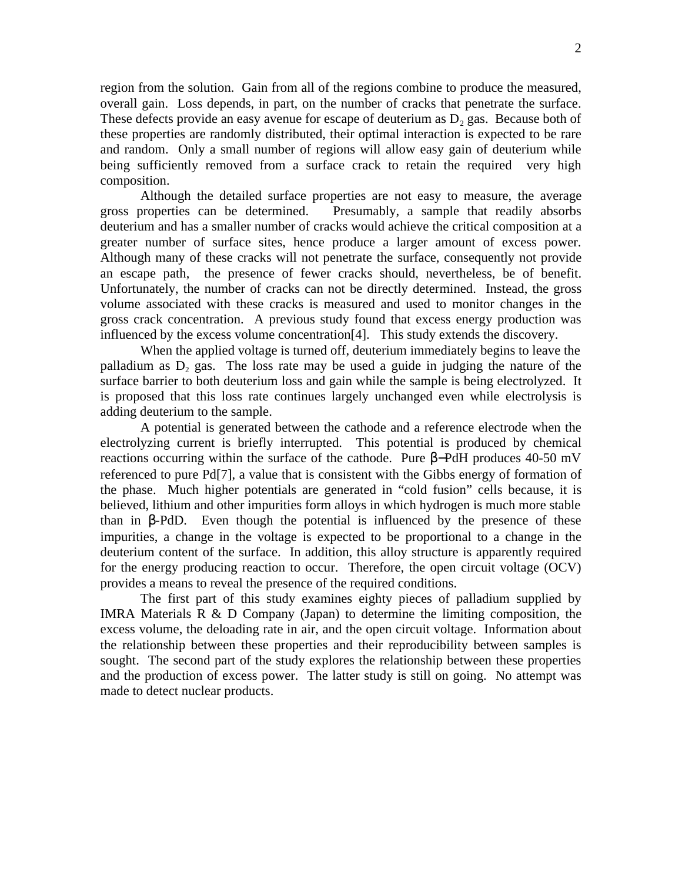region from the solution. Gain from all of the regions combine to produce the measured, overall gain. Loss depends, in part, on the number of cracks that penetrate the surface. These defects provide an easy avenue for escape of deuterium as $D_2$ gas. Because both of these properties are randomly distributed, their optimal interaction is expected to be rare and random. Only a small number of regions will allow easy gain of deuterium while being sufficiently removed from a surface crack to retain the required very high composition.

Although the detailed surface properties are not easy to measure, the average gross properties can be determined. Presumably, a sample that readily absorbs deuterium and has a smaller number of cracks would achieve the critical composition at a greater number of surface sites, hence produce a larger amount of excess power. Although many of these cracks will not penetrate the surface, consequently not provide an escape path, the presence of fewer cracks should, nevertheless, be of benefit. Unfortunately, the number of cracks can not be directly determined. Instead, the gross volume associated with these cracks is measured and used to monitor changes in the gross crack concentration. A previous study found that excess energy production was influenced by the excess volume concentration[4]. This study extends the discovery.

When the applied voltage is turned off, deuterium immediately begins to leave the palladium as $D_2$ gas. The loss rate may be used a guide in judging the nature of the surface barrier to both deuterium loss and gain while the sample is being electrolyzed. It is proposed that this loss rate continues largely unchanged even while electrolysis is adding deuterium to the sample.

A potential is generated between the cathode and a reference electrode when the electrolyzing current is briefly interrupted. This potential is produced by chemical reactions occurring within the surface of the cathode. Pure β−PdH produces 40-50 mV referenced to pure Pd[7], a value that is consistent with the Gibbs energy of formation of the phase. Much higher potentials are generated in "cold fusion" cells because, it is believed, lithium and other impurities form alloys in which hydrogen is much more stable than in β-PdD. Even though the potential is influenced by the presence of these impurities, a change in the voltage is expected to be proportional to a change in the deuterium content of the surface. In addition, this alloy structure is apparently required for the energy producing reaction to occur. Therefore, the open circuit voltage (OCV) provides a means to reveal the presence of the required conditions.

The first part of this study examines eighty pieces of palladium supplied by IMRA Materials R & D Company (Japan) to determine the limiting composition, the excess volume, the deloading rate in air, and the open circuit voltage. Information about the relationship between these properties and their reproducibility between samples is sought. The second part of the study explores the relationship between these properties and the production of excess power. The latter study is still on going. No attempt was made to detect nuclear products.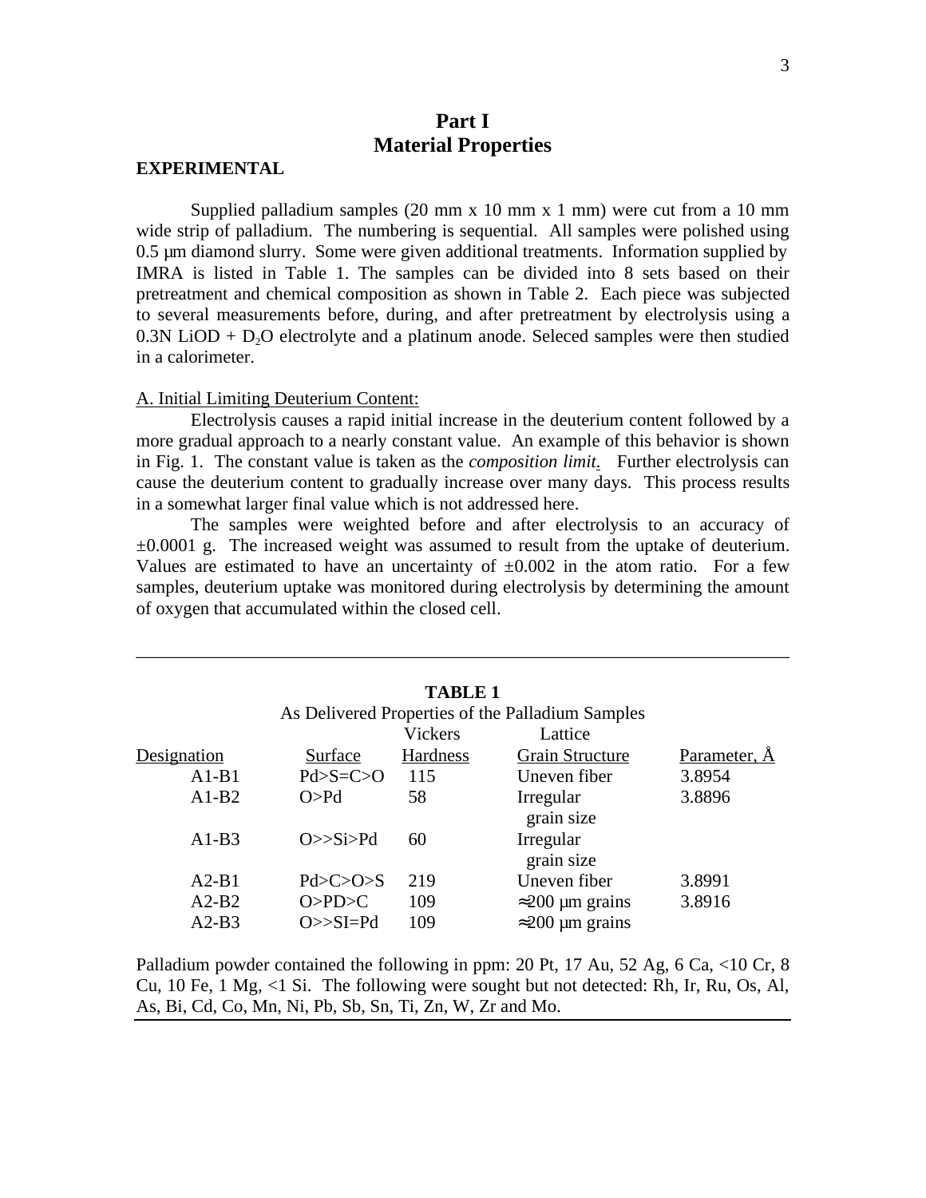# Part I
# Material Properties

**EXPERIMENTAL**

Supplied palladium samples (20 mm x 10 mm x 1 mm) were cut from a 10 mm wide strip of palladium. The numbering is sequential. All samples were polished using 0.5 µm diamond slurry. Some were given additional treatments. Information supplied by IMRA is listed in Table 1. The samples can be divided into 8 sets based on their pretreatment and chemical composition as shown in Table 2. Each piece was subjected to several measurements before, during, and after pretreatment by electrolysis using a 0.3N LiOD + $D_2O$ electrolyte and a platinum anode. Seleced samples were then studied in a calorimeter.

A. Initial Limiting Deuterium Content:

Electrolysis causes a rapid initial increase in the deuterium content followed by a more gradual approach to a nearly constant value. An example of this behavior is shown in Fig. 1. The constant value is taken as the *composition limit*. Further electrolysis can cause the deuterium content to gradually increase over many days. This process results in a somewhat larger final value which is not addressed here.

The samples were weighted before and after electrolysis to an accuracy of ±0.0001 g. The increased weight was assumed to result from the uptake of deuterium. Values are estimated to have an uncertainty of ±0.002 in the atom ratio. For a few samples, deuterium uptake was monitored during electrolysis by determining the amount of oxygen that accumulated within the closed cell.

---

**TABLE 1**

As Delivered Properties of the Palladium Samples

| Designation | Surface | Vickers Hardness | Grain Structure | Lattice Parameter, Å |
|---|---|---|---|---|
| A1-B1 | Pd>S=C>O | 115 | Uneven fiber | 3.8954 |
| A1-B2 | O>Pd | 58 | Irregular grain size | 3.8896 |
| A1-B3 | O>>Si>Pd | 60 | Irregular grain size | |
| A2-B1 | Pd>C>O>S | 219 | Uneven fiber | 3.8991 |
| A2-B2 | O>PD>C | 109 | ≈200 µm grains | 3.8916 |
| A2-B3 | O>>SI=Pd | 109 | ≈200 µm grains | |

Palladium powder contained the following in ppm: 20 Pt, 17 Au, 52 Ag, 6 Ca, <10 Cr, 8 Cu, 10 Fe, 1 Mg, <1 Si. The following were sought but not detected: Rh, Ir, Ru, Os, Al, As, Bi, Cd, Co, Mn, Ni, Pb, Sb, Sn, Ti, Zn, W, Zr and Mo.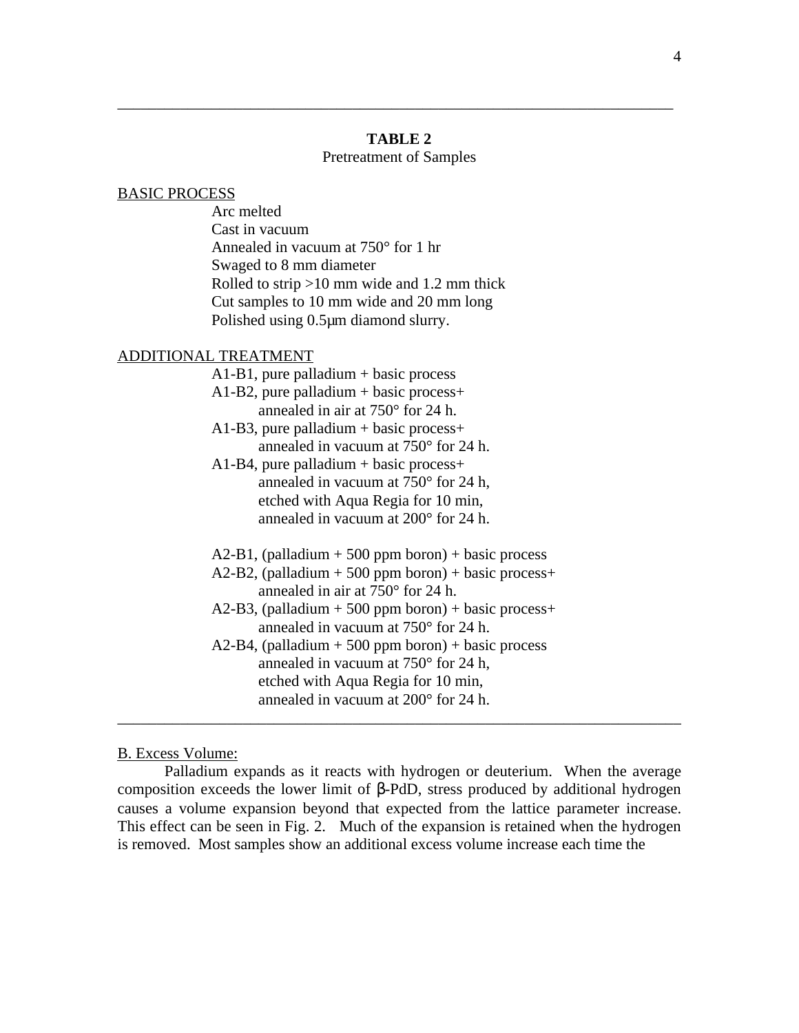**TABLE 2**

Pretreatment of Samples

BASIC PROCESS

- Arc melted
- Cast in vacuum
- Annealed in vacuum at 750° for 1 hr
- Swaged to 8 mm diameter
- Rolled to strip >10 mm wide and 1.2 mm thick
- Cut samples to 10 mm wide and 20 mm long
- Polished using 0.5μm diamond slurry.

ADDITIONAL TREATMENT

A1-B1, pure palladium + basic process

A1-B2, pure palladium + basic process+
annealed in air at 750° for 24 h.

A1-B3, pure palladium + basic process+
annealed in vacuum at 750° for 24 h.

A1-B4, pure palladium + basic process+
annealed in vacuum at 750° for 24 h,
etched with Aqua Regia for 10 min,
annealed in vacuum at 200° for 24 h.

A2-B1, (palladium + 500 ppm boron) + basic process

A2-B2, (palladium + 500 ppm boron) + basic process+
annealed in air at 750° for 24 h.

A2-B3, (palladium + 500 ppm boron) + basic process+
annealed in vacuum at 750° for 24 h.

A2-B4, (palladium + 500 ppm boron) + basic process
annealed in vacuum at 750° for 24 h,
etched with Aqua Regia for 10 min,
annealed in vacuum at 200° for 24 h.

B. Excess Volume:

Palladium expands as it reacts with hydrogen or deuterium. When the average composition exceeds the lower limit of β-PdD, stress produced by additional hydrogen causes a volume expansion beyond that expected from the lattice parameter increase. This effect can be seen in Fig. 2. Much of the expansion is retained when the hydrogen is removed. Most samples show an additional excess volume increase each time the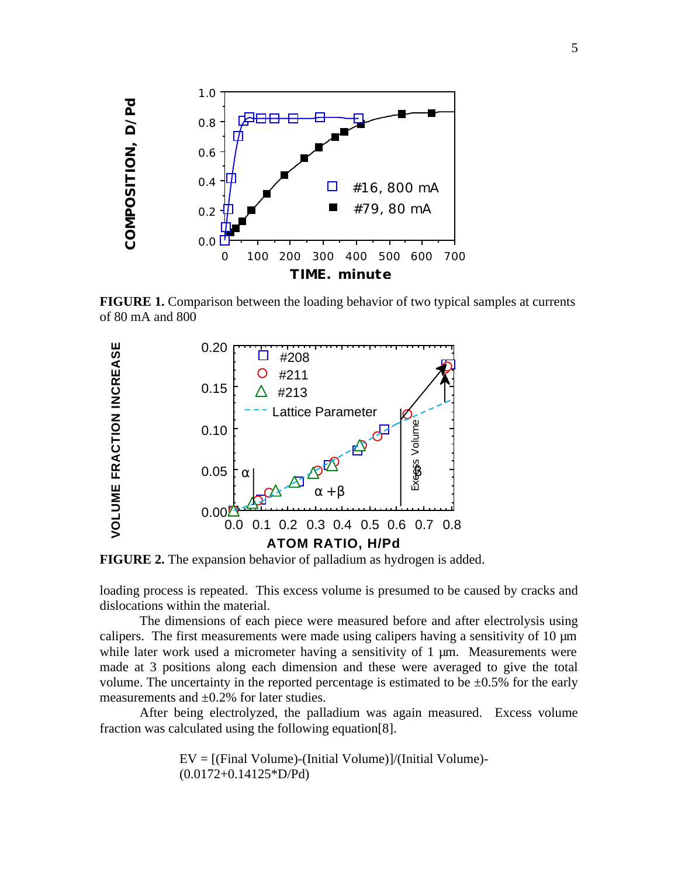**FIGURE 1.** Comparison between the loading behavior of two typical samples at currents of 80 mA and 800

**FIGURE 2.** The expansion behavior of palladium as hydrogen is added.

loading process is repeated. This excess volume is presumed to be caused by cracks and dislocations within the material.

The dimensions of each piece were measured before and after electrolysis using calipers. The first measurements were made using calipers having a sensitivity of 10 µm while later work used a micrometer having a sensitivity of 1 µm. Measurements were made at 3 positions along each dimension and these were averaged to give the total volume. The uncertainty in the reported percentage is estimated to be ±0.5% for the early measurements and ±0.2% for later studies.

After being electrolyzed, the palladium was again measured. Excess volume fraction was calculated using the following equation[8].

$$EV = [(\text{Final Volume})-(\text{Initial Volume})]/(\text{Initial Volume})-(0.0172+0.14125*D/Pd)$$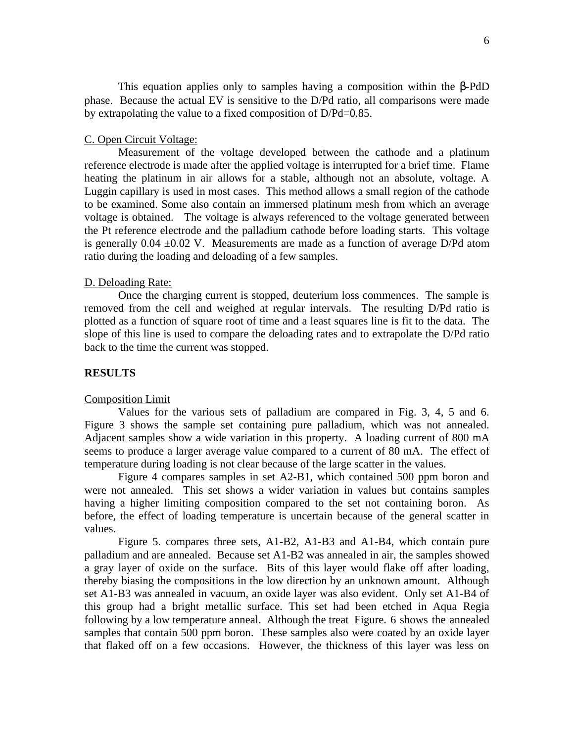This equation applies only to samples having a composition within the β-PdD phase. Because the actual EV is sensitive to the D/Pd ratio, all comparisons were made by extrapolating the value to a fixed composition of D/Pd=0.85.

C. Open Circuit Voltage:

Measurement of the voltage developed between the cathode and a platinum reference electrode is made after the applied voltage is interrupted for a brief time. Flame heating the platinum in air allows for a stable, although not an absolute, voltage. A Luggin capillary is used in most cases. This method allows a small region of the cathode to be examined. Some also contain an immersed platinum mesh from which an average voltage is obtained. The voltage is always referenced to the voltage generated between the Pt reference electrode and the palladium cathode before loading starts. This voltage is generally 0.04 ±0.02 V. Measurements are made as a function of average D/Pd atom ratio during the loading and deloading of a few samples.

D. Deloading Rate:

Once the charging current is stopped, deuterium loss commences. The sample is removed from the cell and weighed at regular intervals. The resulting D/Pd ratio is plotted as a function of square root of time and a least squares line is fit to the data. The slope of this line is used to compare the deloading rates and to extrapolate the D/Pd ratio back to the time the current was stopped.

**RESULTS**

Composition Limit

Values for the various sets of palladium are compared in Fig. 3, 4, 5 and 6. Figure 3 shows the sample set containing pure palladium, which was not annealed. Adjacent samples show a wide variation in this property. A loading current of 800 mA seems to produce a larger average value compared to a current of 80 mA. The effect of temperature during loading is not clear because of the large scatter in the values.

Figure 4 compares samples in set A2-B1, which contained 500 ppm boron and were not annealed. This set shows a wider variation in values but contains samples having a higher limiting composition compared to the set not containing boron. As before, the effect of loading temperature is uncertain because of the general scatter in values.

Figure 5. compares three sets, A1-B2, A1-B3 and A1-B4, which contain pure palladium and are annealed. Because set A1-B2 was annealed in air, the samples showed a gray layer of oxide on the surface. Bits of this layer would flake off after loading, thereby biasing the compositions in the low direction by an unknown amount. Although set A1-B3 was annealed in vacuum, an oxide layer was also evident. Only set A1-B4 of this group had a bright metallic surface. This set had been etched in Aqua Regia following by a low temperature anneal. Although the treat Figure. 6 shows the annealed samples that contain 500 ppm boron. These samples also were coated by an oxide layer that flaked off on a few occasions. However, the thickness of this layer was less on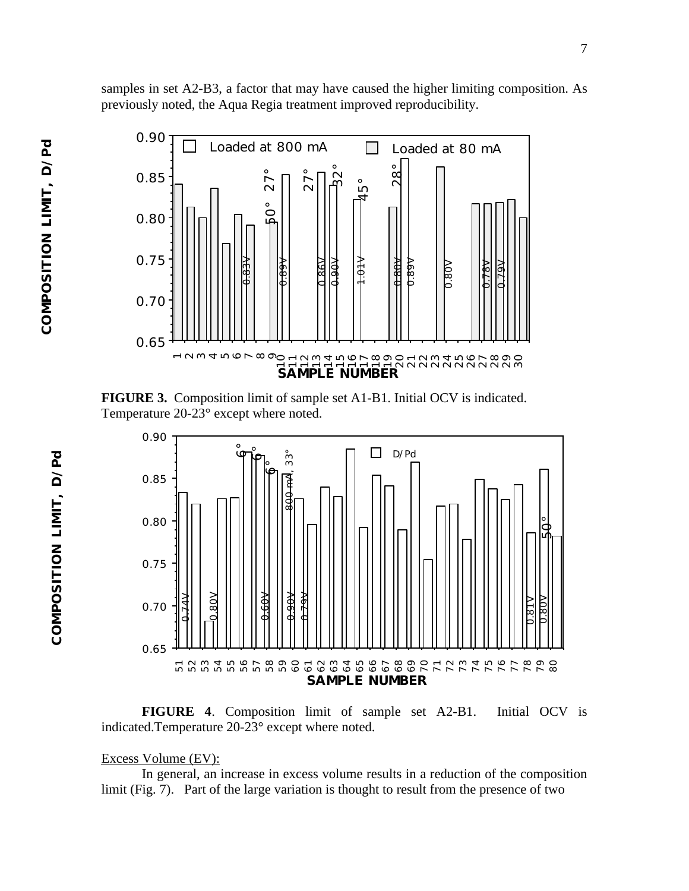samples in set A2-B3, a factor that may have caused the higher limiting composition. As previously noted, the Aqua Regia treatment improved reproducibility.

**FIGURE 3.** Composition limit of sample set A1-B1. Initial OCV is indicated. Temperature 20-23° except where noted.

**FIGURE 4**. Composition limit of sample set A2-B1. Initial OCV is indicated.Temperature 20-23° except where noted.

Excess Volume (EV):

In general, an increase in excess volume results in a reduction of the composition limit (Fig. 7). Part of the large variation is thought to result from the presence of two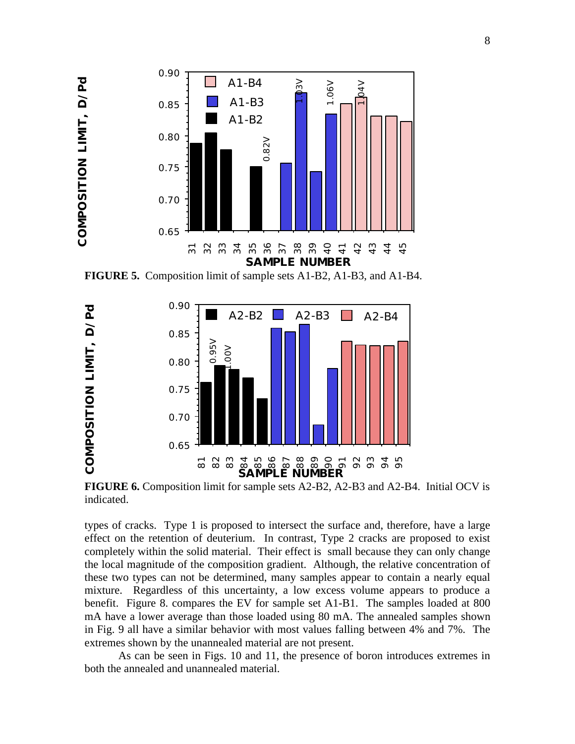**FIGURE 5.** Composition limit of sample sets A1-B2, A1-B3, and A1-B4.

**FIGURE 6.** Composition limit for sample sets A2-B2, A2-B3 and A2-B4. Initial OCV is indicated.

types of cracks. Type 1 is proposed to intersect the surface and, therefore, have a large effect on the retention of deuterium. In contrast, Type 2 cracks are proposed to exist completely within the solid material. Their effect is small because they can only change the local magnitude of the composition gradient. Although, the relative concentration of these two types can not be determined, many samples appear to contain a nearly equal mixture. Regardless of this uncertainty, a low excess volume appears to produce a benefit. Figure 8. compares the EV for sample set A1-B1. The samples loaded at 800 mA have a lower average than those loaded using 80 mA. The annealed samples shown in Fig. 9 all have a similar behavior with most values falling between 4% and 7%. The extremes shown by the unannealed material are not present.

As can be seen in Figs. 10 and 11, the presence of boron introduces extremes in both the annealed and unannealed material.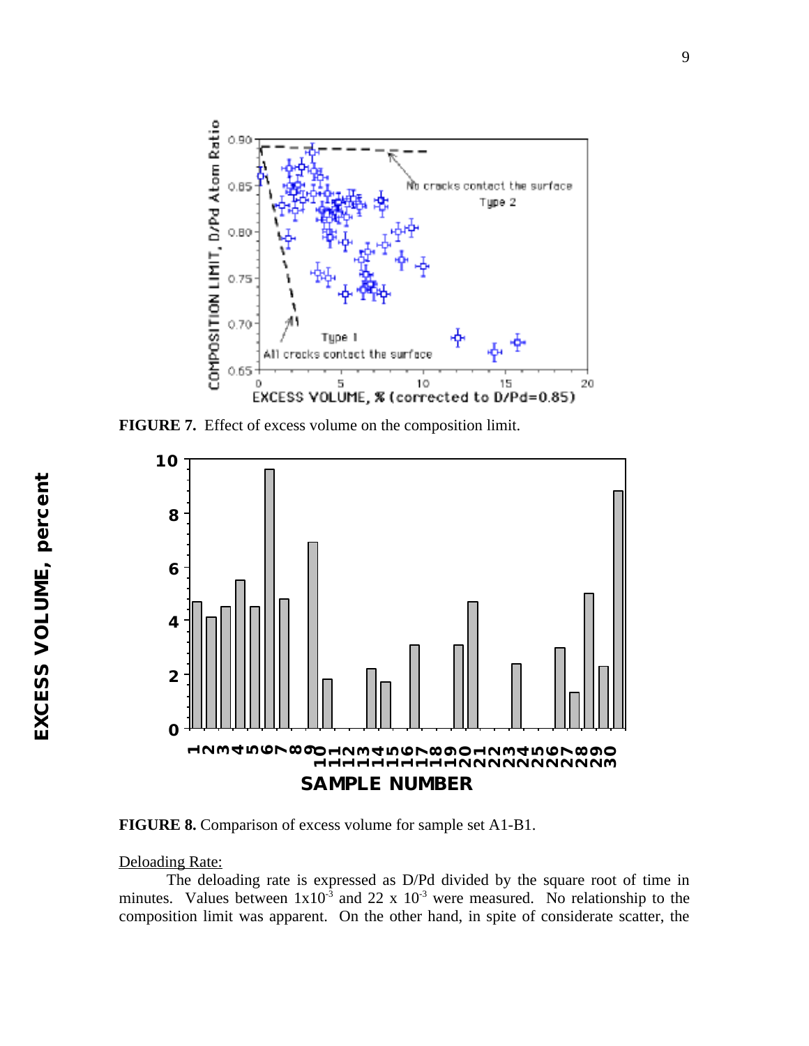**FIGURE 7.** Effect of excess volume on the composition limit.

**FIGURE 8.** Comparison of excess volume for sample set A1-B1.

Deloading Rate:

The deloading rate is expressed as D/Pd divided by the square root of time in minutes. Values between $1 \times 10^{-3}$ and $22 \times 10^{-3}$ were measured. No relationship to the composition limit was apparent. On the other hand, in spite of considerate scatter, the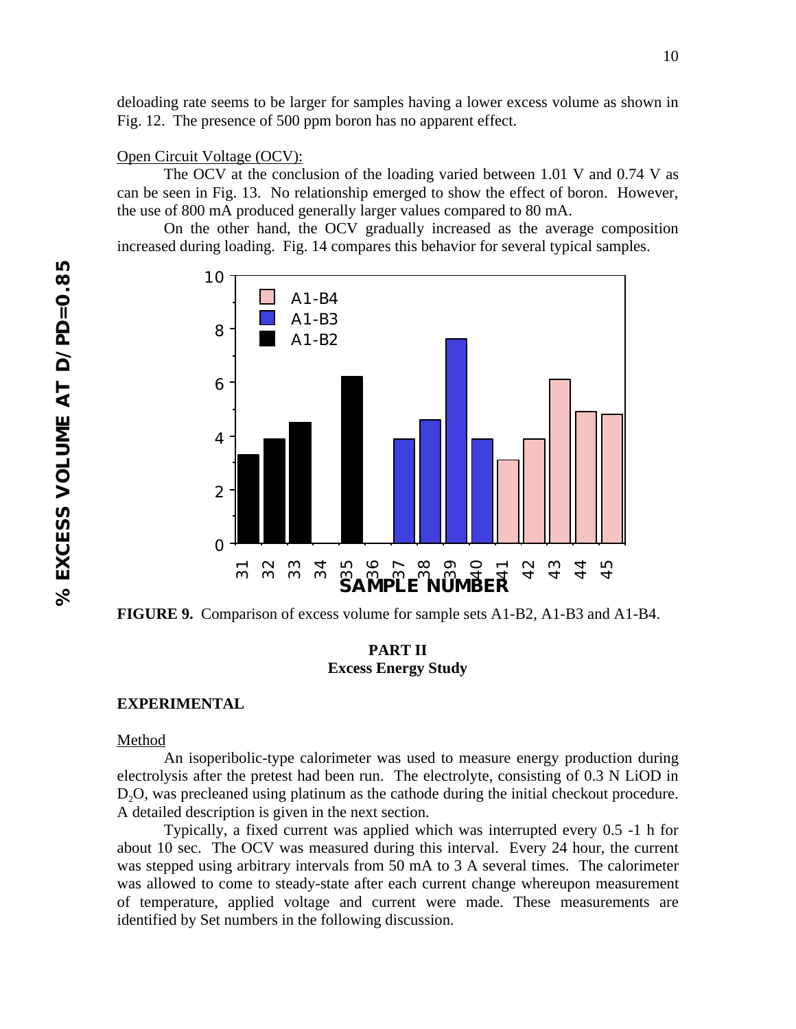deloading rate seems to be larger for samples having a lower excess volume as shown in Fig. 12. The presence of 500 ppm boron has no apparent effect.

Open Circuit Voltage (OCV):

The OCV at the conclusion of the loading varied between 1.01 V and 0.74 V as can be seen in Fig. 13. No relationship emerged to show the effect of boron. However, the use of 800 mA produced generally larger values compared to 80 mA.

On the other hand, the OCV gradually increased as the average composition increased during loading. Fig. 14 compares this behavior for several typical samples.

**FIGURE 9.** Comparison of excess volume for sample sets A1-B2, A1-B3 and A1-B4.

## PART II
## Excess Energy Study

### EXPERIMENTAL

Method

An isoperibolic-type calorimeter was used to measure energy production during electrolysis after the pretest had been run. The electrolyte, consisting of 0.3 N LiOD in $D_2O$, was precleaned using platinum as the cathode during the initial checkout procedure. A detailed description is given in the next section.

Typically, a fixed current was applied which was interrupted every 0.5 -1 h for about 10 sec. The OCV was measured during this interval. Every 24 hour, the current was stepped using arbitrary intervals from 50 mA to 3 A several times. The calorimeter was allowed to come to steady-state after each current change whereupon measurement of temperature, applied voltage and current were made. These measurements are identified by Set numbers in the following discussion.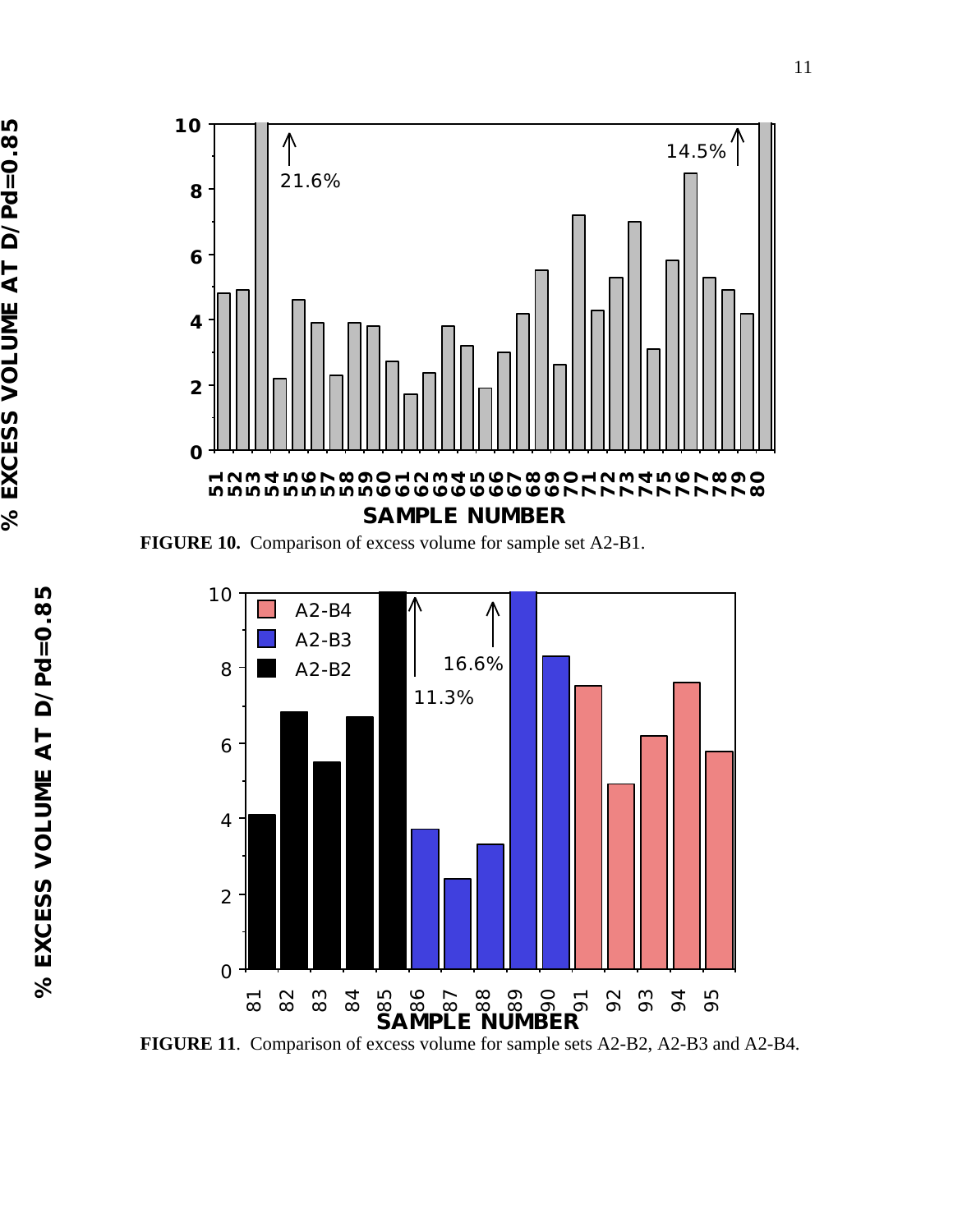FIGURE 10. Comparison of excess volume for sample set A2-B1.

FIGURE 11. Comparison of excess volume for sample sets A2-B2, A2-B3 and A2-B4.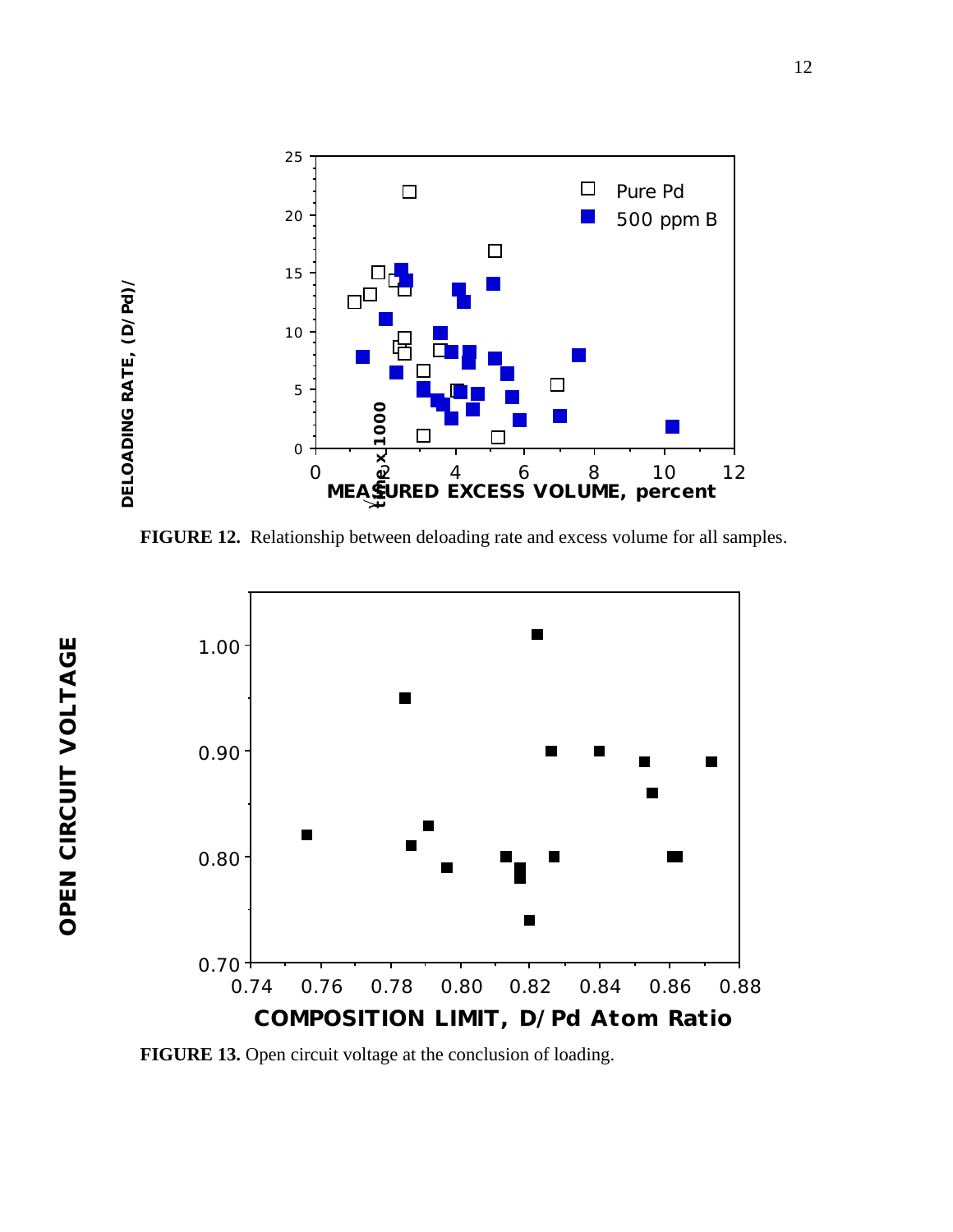FIGURE 12. Relationship between deloading rate and excess volume for all samples.

FIGURE 13. Open circuit voltage at the conclusion of loading.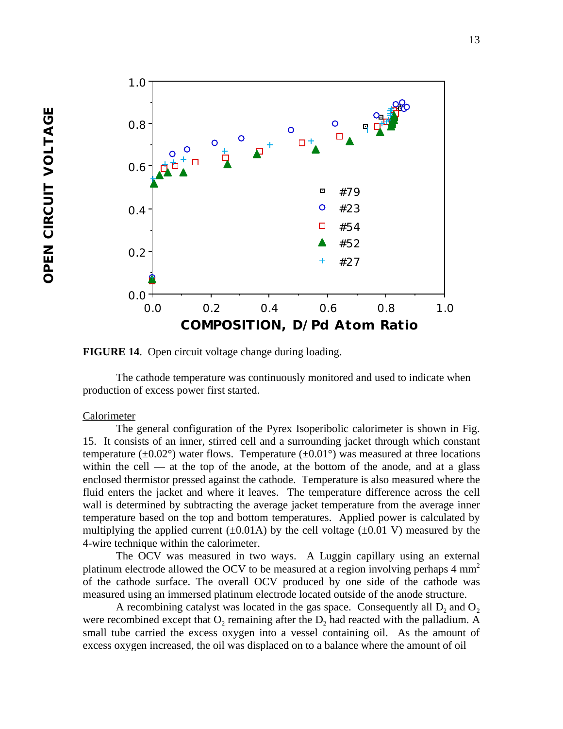**FIGURE 14**. Open circuit voltage change during loading.

The cathode temperature was continuously monitored and used to indicate when production of excess power first started.

Calorimeter

The general configuration of the Pyrex Isoperibolic calorimeter is shown in Fig. 15. It consists of an inner, stirred cell and a surrounding jacket through which constant temperature (±0.02°) water flows. Temperature (±0.01°) was measured at three locations within the cell — at the top of the anode, at the bottom of the anode, and at a glass enclosed thermistor pressed against the cathode. Temperature is also measured where the fluid enters the jacket and where it leaves. The temperature difference across the cell wall is determined by subtracting the average jacket temperature from the average inner temperature based on the top and bottom temperatures. Applied power is calculated by multiplying the applied current (±0.01A) by the cell voltage (±0.01 V) measured by the 4-wire technique within the calorimeter.

The OCV was measured in two ways. A Luggin capillary using an external platinum electrode allowed the OCV to be measured at a region involving perhaps 4 $mm^2$ of the cathode surface. The overall OCV produced by one side of the cathode was measured using an immersed platinum electrode located outside of the anode structure.

A recombining catalyst was located in the gas space. Consequently all $D_2$ and $O_2$ were recombined except that $O_2$ remaining after the $D_2$ had reacted with the palladium. A small tube carried the excess oxygen into a vessel containing oil. As the amount of excess oxygen increased, the oil was displaced on to a balance where the amount of oil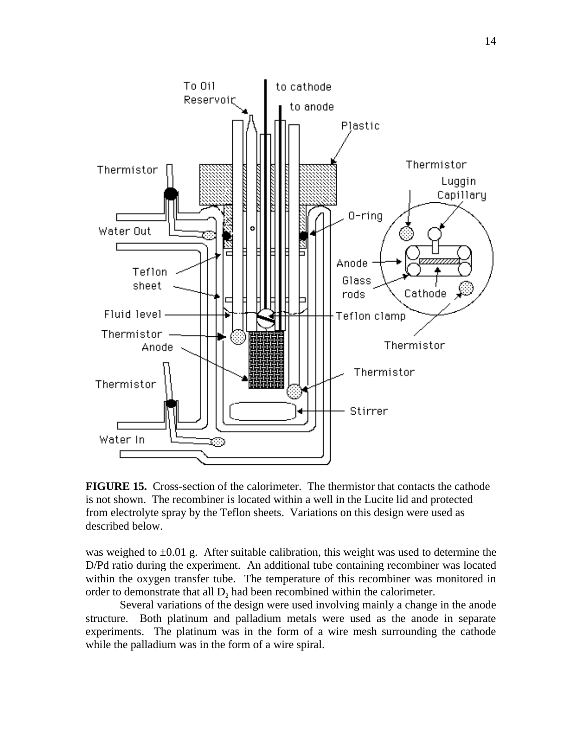**FIGURE 15.** Cross-section of the calorimeter. The thermistor that contacts the cathode is not shown. The recombiner is located within a well in the Lucite lid and protected from electrolyte spray by the Teflon sheets. Variations on this design were used as described below.

was weighed to ±0.01 g. After suitable calibration, this weight was used to determine the D/Pd ratio during the experiment. An additional tube containing recombiner was located within the oxygen transfer tube. The temperature of this recombiner was monitored in order to demonstrate that all $D_2$ had been recombined within the calorimeter.

Several variations of the design were used involving mainly a change in the anode structure. Both platinum and palladium metals were used as the anode in separate experiments. The platinum was in the form of a wire mesh surrounding the cathode while the palladium was in the form of a wire spiral.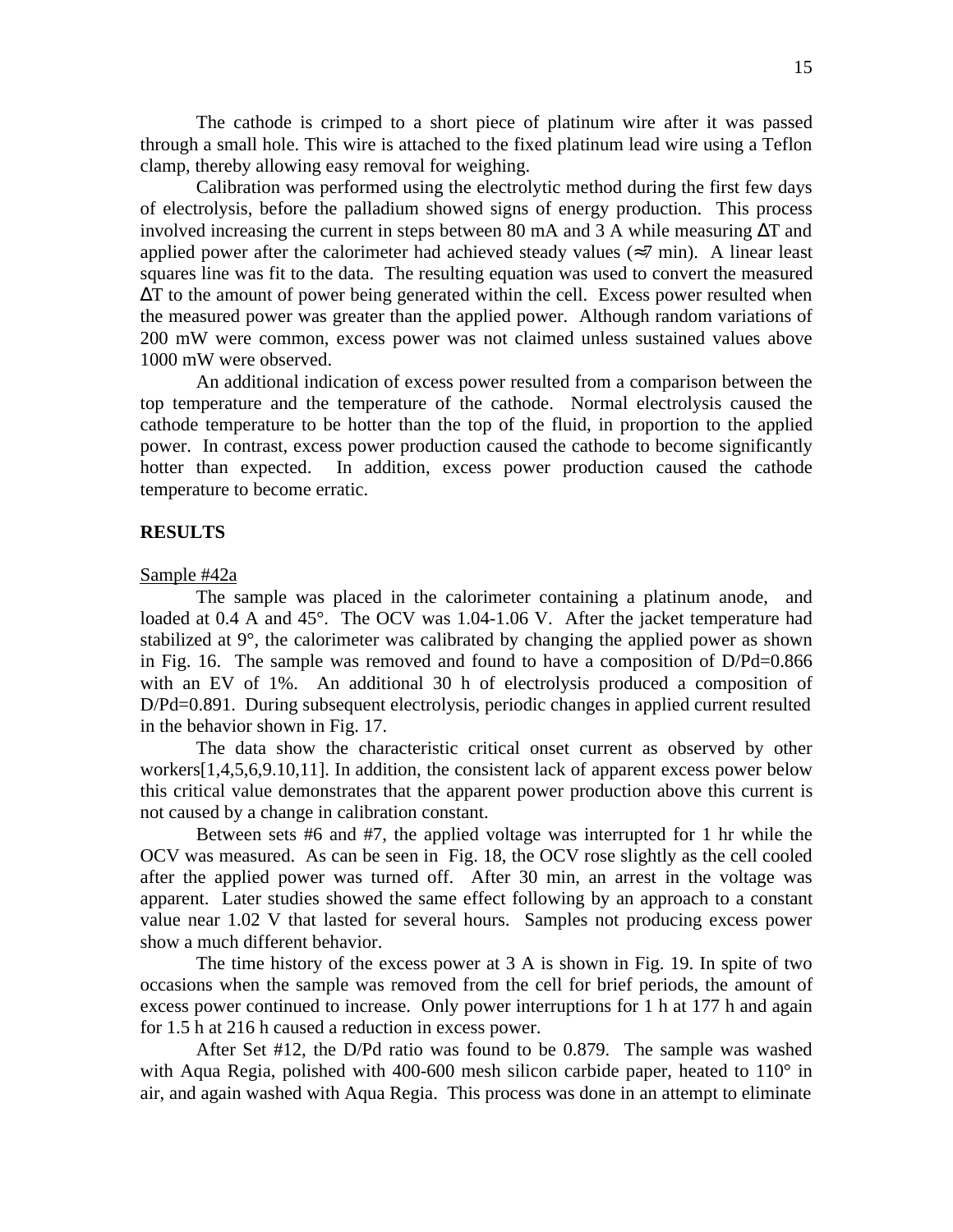The cathode is crimped to a short piece of platinum wire after it was passed through a small hole. This wire is attached to the fixed platinum lead wire using a Teflon clamp, thereby allowing easy removal for weighing.

Calibration was performed using the electrolytic method during the first few days of electrolysis, before the palladium showed signs of energy production. This process involved increasing the current in steps between 80 mA and 3 A while measuring ΔT and applied power after the calorimeter had achieved steady values (≈7 min). A linear least squares line was fit to the data. The resulting equation was used to convert the measured ΔT to the amount of power being generated within the cell. Excess power resulted when the measured power was greater than the applied power. Although random variations of 200 mW were common, excess power was not claimed unless sustained values above 1000 mW were observed.

An additional indication of excess power resulted from a comparison between the top temperature and the temperature of the cathode. Normal electrolysis caused the cathode temperature to be hotter than the top of the fluid, in proportion to the applied power. In contrast, excess power production caused the cathode to become significantly hotter than expected. In addition, excess power production caused the cathode temperature to become erratic.

## RESULTS

Sample #42a

The sample was placed in the calorimeter containing a platinum anode, and loaded at 0.4 A and 45°. The OCV was 1.04-1.06 V. After the jacket temperature had stabilized at 9°, the calorimeter was calibrated by changing the applied power as shown in Fig. 16. The sample was removed and found to have a composition of D/Pd=0.866 with an EV of 1%. An additional 30 h of electrolysis produced a composition of D/Pd=0.891. During subsequent electrolysis, periodic changes in applied current resulted in the behavior shown in Fig. 17.

The data show the characteristic critical onset current as observed by other workers[1,4,5,6,9.10,11]. In addition, the consistent lack of apparent excess power below this critical value demonstrates that the apparent power production above this current is not caused by a change in calibration constant.

Between sets #6 and #7, the applied voltage was interrupted for 1 hr while the OCV was measured. As can be seen in Fig. 18, the OCV rose slightly as the cell cooled after the applied power was turned off. After 30 min, an arrest in the voltage was apparent. Later studies showed the same effect following by an approach to a constant value near 1.02 V that lasted for several hours. Samples not producing excess power show a much different behavior.

The time history of the excess power at 3 A is shown in Fig. 19. In spite of two occasions when the sample was removed from the cell for brief periods, the amount of excess power continued to increase. Only power interruptions for 1 h at 177 h and again for 1.5 h at 216 h caused a reduction in excess power.

After Set #12, the D/Pd ratio was found to be 0.879. The sample was washed with Aqua Regia, polished with 400-600 mesh silicon carbide paper, heated to 110° in air, and again washed with Aqua Regia. This process was done in an attempt to eliminate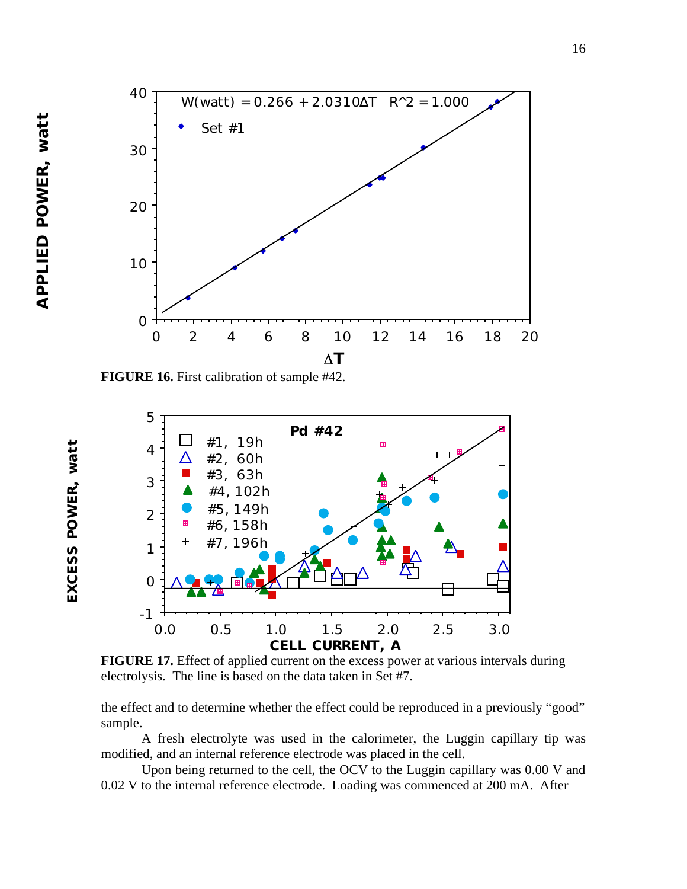FIGURE 16. First calibration of sample #42.

FIGURE 17. Effect of applied current on the excess power at various intervals during electrolysis. The line is based on the data taken in Set #7.

the effect and to determine whether the effect could be reproduced in a previously "good" sample.

A fresh electrolyte was used in the calorimeter, the Luggin capillary tip was modified, and an internal reference electrode was placed in the cell.

Upon being returned to the cell, the OCV to the Luggin capillary was 0.00 V and 0.02 V to the internal reference electrode. Loading was commenced at 200 mA. After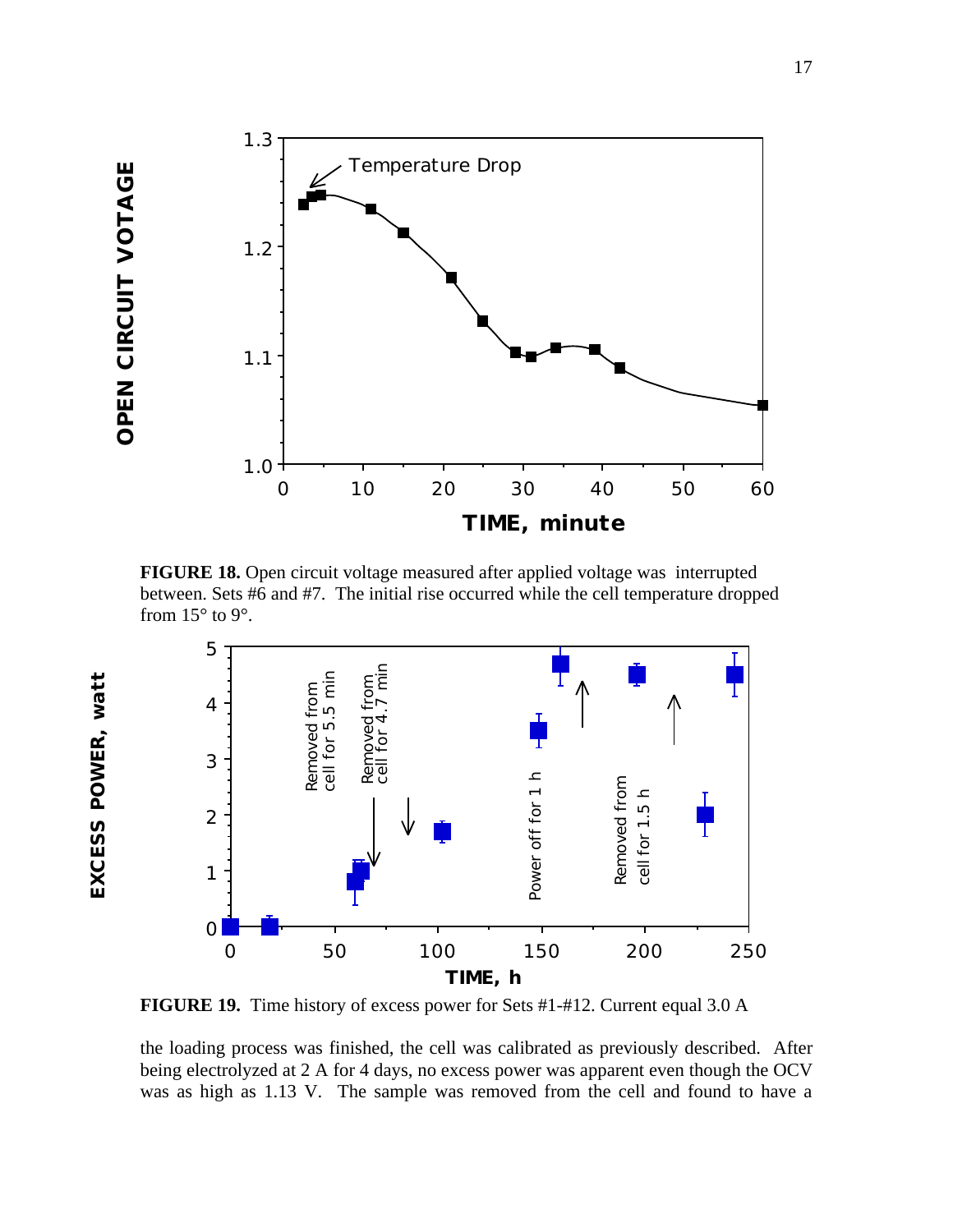**FIGURE 18.** Open circuit voltage measured after applied voltage was interrupted between. Sets #6 and #7. The initial rise occurred while the cell temperature dropped from 15° to 9°.

**FIGURE 19.** Time history of excess power for Sets #1-#12. Current equal 3.0 A

the loading process was finished, the cell was calibrated as previously described. After being electrolyzed at 2 A for 4 days, no excess power was apparent even though the OCV was as high as 1.13 V. The sample was removed from the cell and found to have a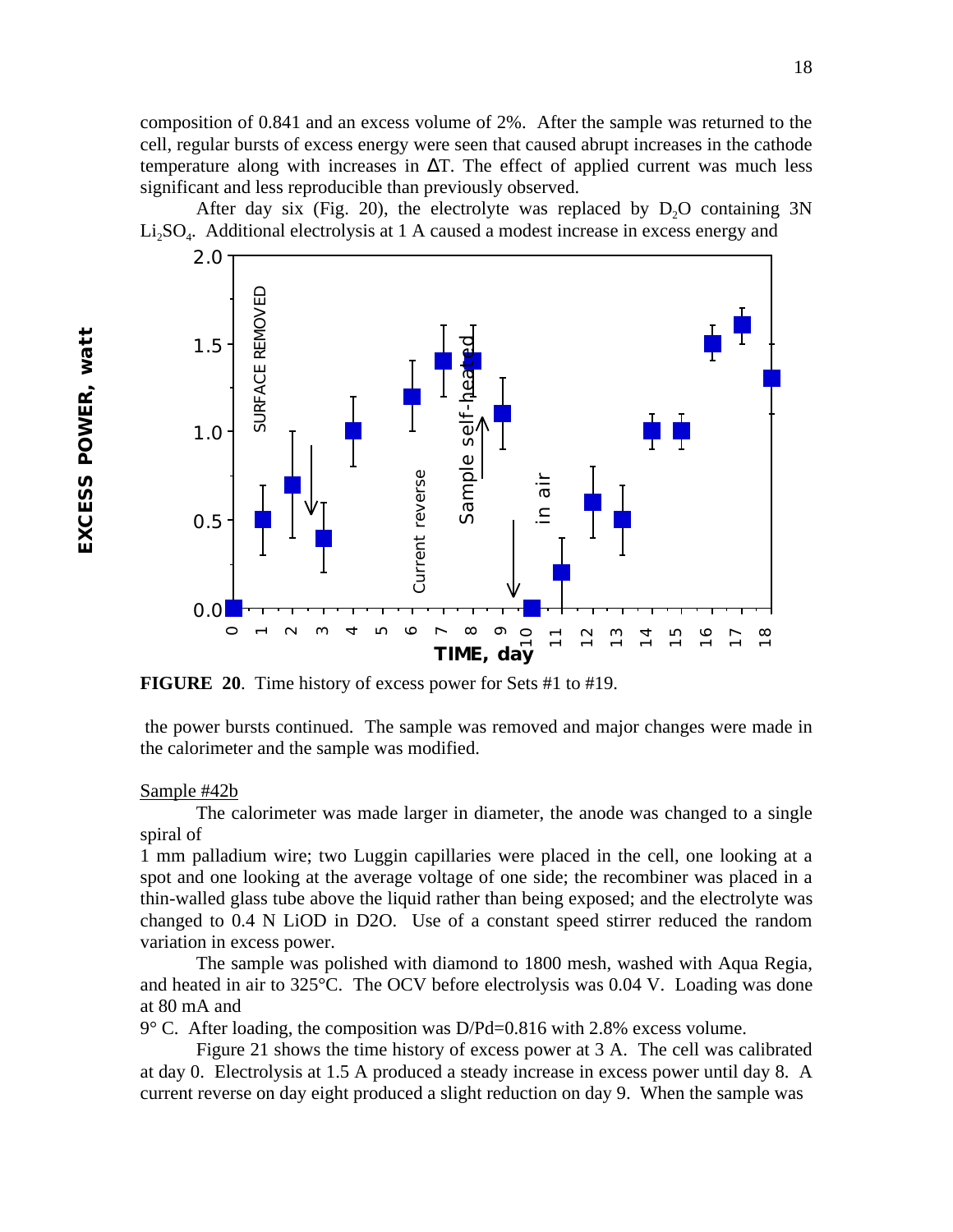composition of 0.841 and an excess volume of 2%. After the sample was returned to the cell, regular bursts of excess energy were seen that caused abrupt increases in the cathode temperature along with increases in ΔT. The effect of applied current was much less significant and less reproducible than previously observed.

After day six (Fig. 20), the electrolyte was replaced by $D_2O$ containing 3N $Li_2SO_4$. Additional electrolysis at 1 A caused a modest increase in excess energy and

**FIGURE 20**. Time history of excess power for Sets #1 to #19.

the power bursts continued. The sample was removed and major changes were made in the calorimeter and the sample was modified.

Sample #42b

The calorimeter was made larger in diameter, the anode was changed to a single spiral of 1 mm palladium wire; two Luggin capillaries were placed in the cell, one looking at a spot and one looking at the average voltage of one side; the recombiner was placed in a thin-walled glass tube above the liquid rather than being exposed; and the electrolyte was changed to 0.4 N LiOD in D2O. Use of a constant speed stirrer reduced the random variation in excess power.

The sample was polished with diamond to 1800 mesh, washed with Aqua Regia, and heated in air to 325°C. The OCV before electrolysis was 0.04 V. Loading was done at 80 mA and 9° C. After loading, the composition was D/Pd=0.816 with 2.8% excess volume.

Figure 21 shows the time history of excess power at 3 A. The cell was calibrated at day 0. Electrolysis at 1.5 A produced a steady increase in excess power until day 8. A current reverse on day eight produced a slight reduction on day 9. When the sample was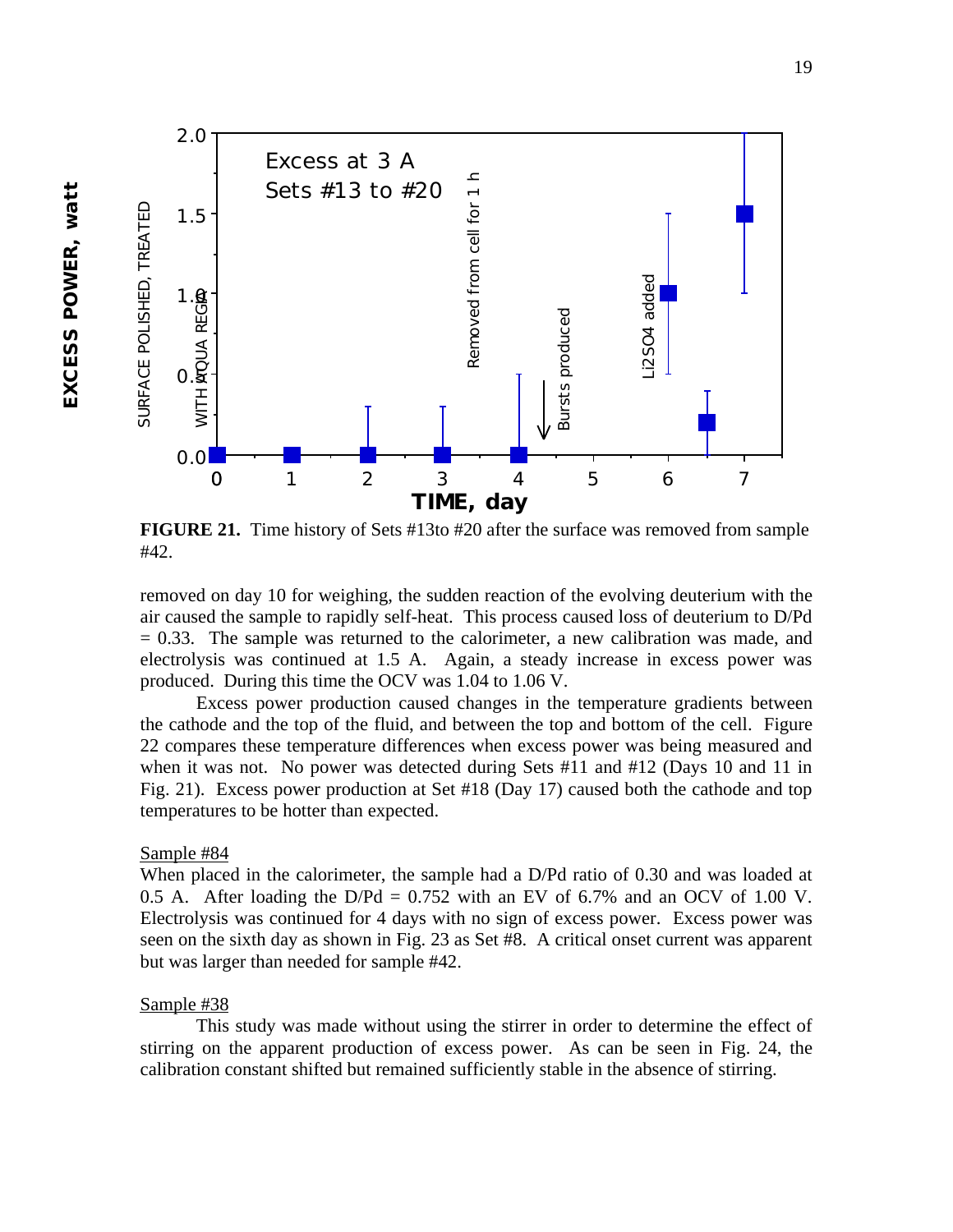**FIGURE 21.** Time history of Sets #13to #20 after the surface was removed from sample #42.

removed on day 10 for weighing, the sudden reaction of the evolving deuterium with the air caused the sample to rapidly self-heat. This process caused loss of deuterium to D/Pd = 0.33. The sample was returned to the calorimeter, a new calibration was made, and electrolysis was continued at 1.5 A. Again, a steady increase in excess power was produced. During this time the OCV was 1.04 to 1.06 V.

Excess power production caused changes in the temperature gradients between the cathode and the top of the fluid, and between the top and bottom of the cell. Figure 22 compares these temperature differences when excess power was being measured and when it was not. No power was detected during Sets #11 and #12 (Days 10 and 11 in Fig. 21). Excess power production at Set #18 (Day 17) caused both the cathode and top temperatures to be hotter than expected.

Sample #84

When placed in the calorimeter, the sample had a D/Pd ratio of 0.30 and was loaded at 0.5 A. After loading the D/Pd = 0.752 with an EV of 6.7% and an OCV of 1.00 V. Electrolysis was continued for 4 days with no sign of excess power. Excess power was seen on the sixth day as shown in Fig. 23 as Set #8. A critical onset current was apparent but was larger than needed for sample #42.

Sample #38

This study was made without using the stirrer in order to determine the effect of stirring on the apparent production of excess power. As can be seen in Fig. 24, the calibration constant shifted but remained sufficiently stable in the absence of stirring.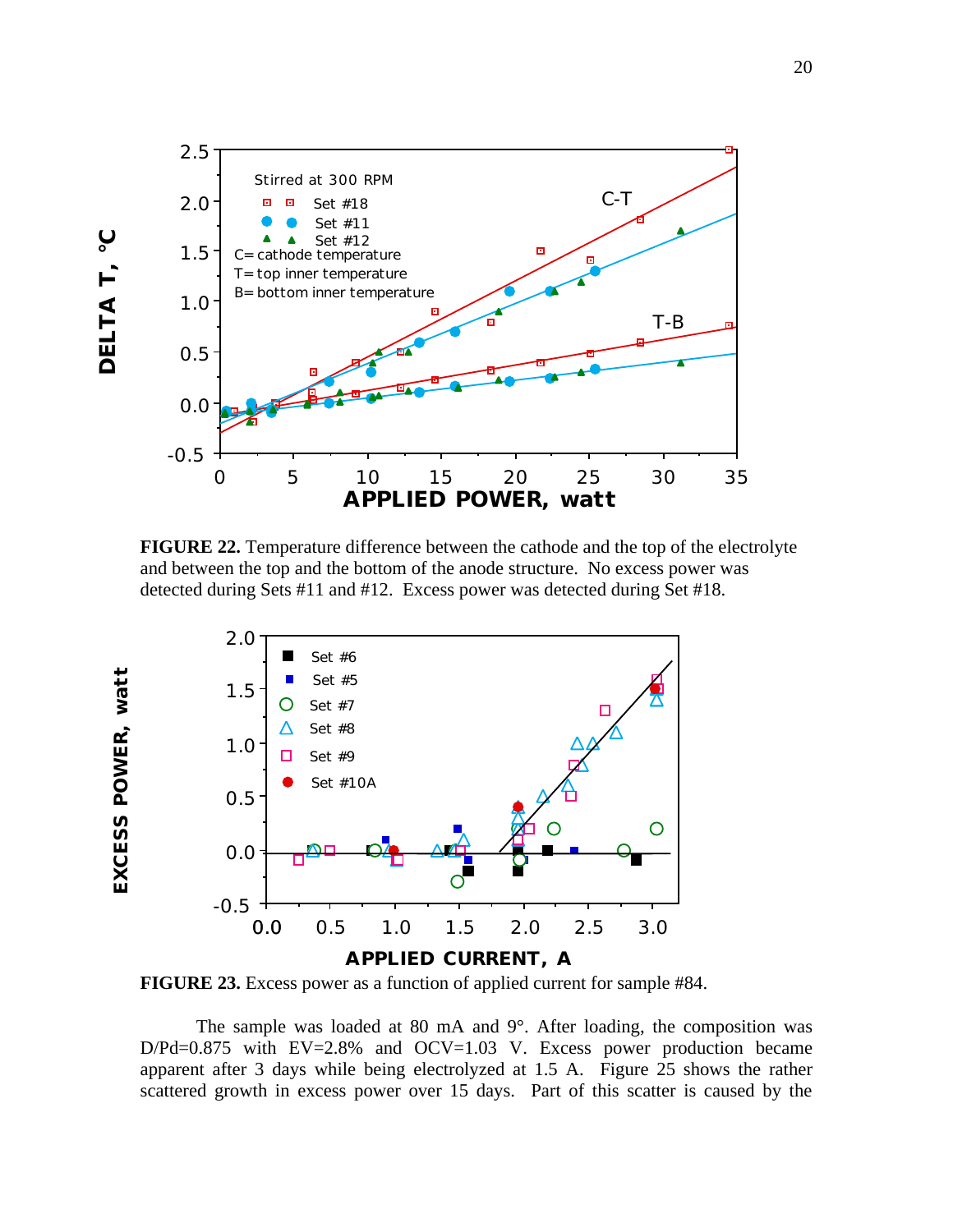**FIGURE 22.** Temperature difference between the cathode and the top of the electrolyte and between the top and the bottom of the anode structure. No excess power was detected during Sets #11 and #12. Excess power was detected during Set #18.

**FIGURE 23.** Excess power as a function of applied current for sample #84.

The sample was loaded at 80 mA and 9°. After loading, the composition was D/Pd=0.875 with EV=2.8% and OCV=1.03 V. Excess power production became apparent after 3 days while being electrolyzed at 1.5 A. Figure 25 shows the rather scattered growth in excess power over 15 days. Part of this scatter is caused by the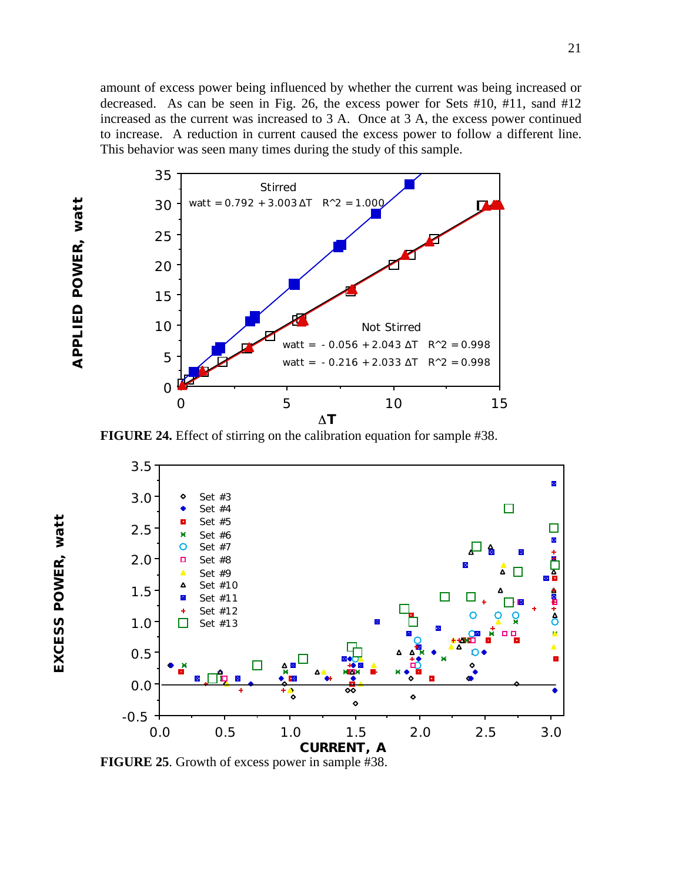amount of excess power being influenced by whether the current was being increased or decreased. As can be seen in Fig. 26, the excess power for Sets #10, #11, sand #12 increased as the current was increased to 3 A. Once at 3 A, the excess power continued to increase. A reduction in current caused the excess power to follow a different line. This behavior was seen many times during the study of this sample.

**FIGURE 24.** Effect of stirring on the calibration equation for sample #38.

**FIGURE 25**. Growth of excess power in sample #38.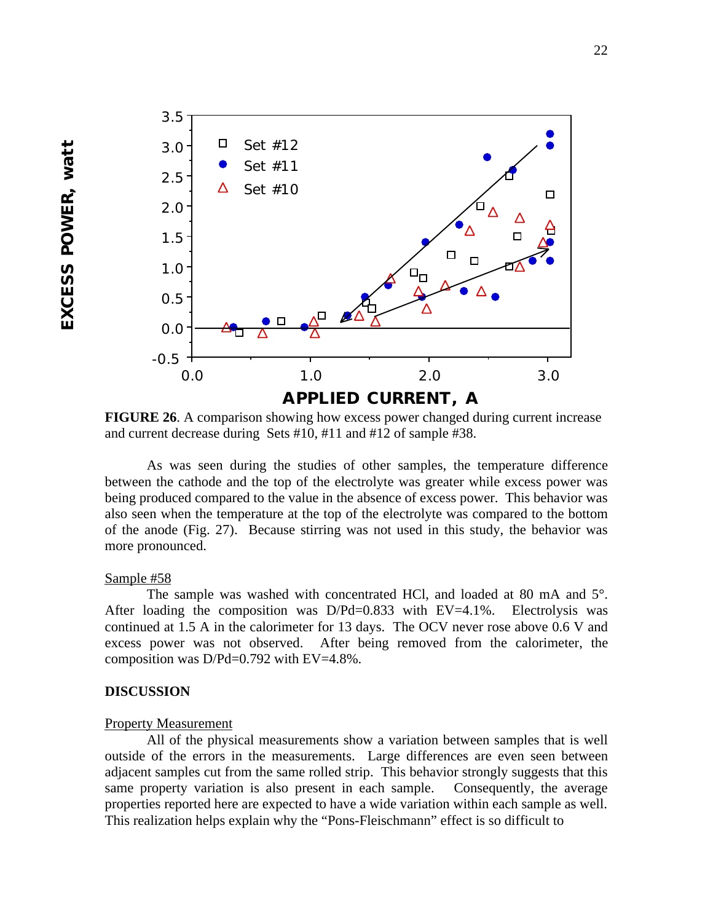**FIGURE 26**. A comparison showing how excess power changed during current increase and current decrease during Sets #10, #11 and #12 of sample #38.

As was seen during the studies of other samples, the temperature difference between the cathode and the top of the electrolyte was greater while excess power was being produced compared to the value in the absence of excess power. This behavior was also seen when the temperature at the top of the electrolyte was compared to the bottom of the anode (Fig. 27). Because stirring was not used in this study, the behavior was more pronounced.

Sample #58

The sample was washed with concentrated HCl, and loaded at 80 mA and 5°. After loading the composition was D/Pd=0.833 with EV=4.1%. Electrolysis was continued at 1.5 A in the calorimeter for 13 days. The OCV never rose above 0.6 V and excess power was not observed. After being removed from the calorimeter, the composition was D/Pd=0.792 with EV=4.8%.

## DISCUSSION

Property Measurement

All of the physical measurements show a variation between samples that is well outside of the errors in the measurements. Large differences are even seen between adjacent samples cut from the same rolled strip. This behavior strongly suggests that this same property variation is also present in each sample. Consequently, the average properties reported here are expected to have a wide variation within each sample as well. This realization helps explain why the "Pons-Fleischmann" effect is so difficult to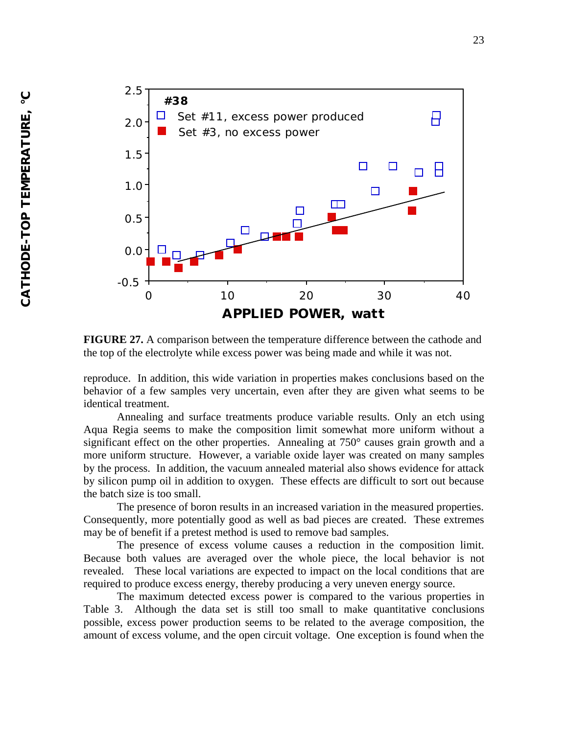**FIGURE 27.** A comparison between the temperature difference between the cathode and the top of the electrolyte while excess power was being made and while it was not.

reproduce. In addition, this wide variation in properties makes conclusions based on the behavior of a few samples very uncertain, even after they are given what seems to be identical treatment.

Annealing and surface treatments produce variable results. Only an etch using Aqua Regia seems to make the composition limit somewhat more uniform without a significant effect on the other properties. Annealing at 750° causes grain growth and a more uniform structure. However, a variable oxide layer was created on many samples by the process. In addition, the vacuum annealed material also shows evidence for attack by silicon pump oil in addition to oxygen. These effects are difficult to sort out because the batch size is too small.

The presence of boron results in an increased variation in the measured properties. Consequently, more potentially good as well as bad pieces are created. These extremes may be of benefit if a pretest method is used to remove bad samples.

The presence of excess volume causes a reduction in the composition limit. Because both values are averaged over the whole piece, the local behavior is not revealed. These local variations are expected to impact on the local conditions that are required to produce excess energy, thereby producing a very uneven energy source.

The maximum detected excess power is compared to the various properties in Table 3. Although the data set is still too small to make quantitative conclusions possible, excess power production seems to be related to the average composition, the amount of excess volume, and the open circuit voltage. One exception is found when the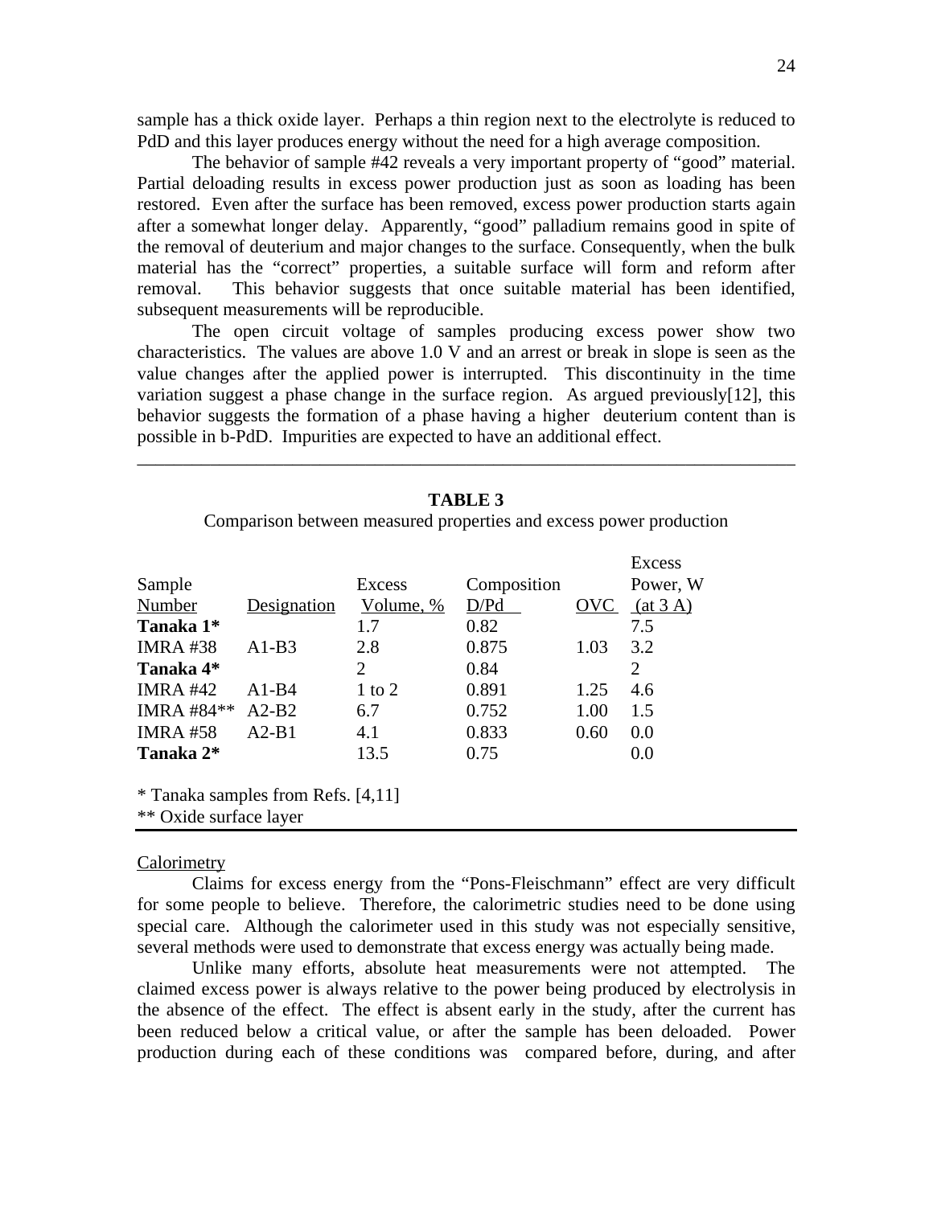sample has a thick oxide layer. Perhaps a thin region next to the electrolyte is reduced to PdD and this layer produces energy without the need for a high average composition.

The behavior of sample #42 reveals a very important property of "good" material. Partial deloading results in excess power production just as soon as loading has been restored. Even after the surface has been removed, excess power production starts again after a somewhat longer delay. Apparently, "good" palladium remains good in spite of the removal of deuterium and major changes to the surface. Consequently, when the bulk material has the "correct" properties, a suitable surface will form and reform after removal. This behavior suggests that once suitable material has been identified, subsequent measurements will be reproducible.

The open circuit voltage of samples producing excess power show two characteristics. The values are above 1.0 V and an arrest or break in slope is seen as the value changes after the applied power is interrupted. This discontinuity in the time variation suggest a phase change in the surface region. As argued previously[12], this behavior suggests the formation of a phase having a higher deuterium content than is possible in b-PdD. Impurities are expected to have an additional effect.

---

**TABLE 3**

Comparison between measured properties and excess power production

| Sample Number | Designation | Excess Volume, % | Composition D/Pd | OVC | Excess Power, W (at 3 A) |
|---|---|---|---|---|---|
| **Tanaka 1*** | | 1.7 | 0.82 | | 7.5 |
| IMRA #38 | A1-B3 | 2.8 | 0.875 | 1.03 | 3.2 |
| **Tanaka 4*** | | 2 | 0.84 | | 2 |
| IMRA #42 | A1-B4 | 1 to 2 | 0.891 | 1.25 | 4.6 |
| IMRA #84** | A2-B2 | 6.7 | 0.752 | 1.00 | 1.5 |
| IMRA #58 | A2-B1 | 4.1 | 0.833 | 0.60 | 0.0 |
| **Tanaka 2*** | | 13.5 | 0.75 | | 0.0 |

* Tanaka samples from Refs. [4,11]
** Oxide surface layer

---

Calorimetry

Claims for excess energy from the "Pons-Fleischmann" effect are very difficult for some people to believe. Therefore, the calorimetric studies need to be done using special care. Although the calorimeter used in this study was not especially sensitive, several methods were used to demonstrate that excess energy was actually being made.

Unlike many efforts, absolute heat measurements were not attempted. The claimed excess power is always relative to the power being produced by electrolysis in the absence of the effect. The effect is absent early in the study, after the current has been reduced below a critical value, or after the sample has been deloaded. Power production during each of these conditions was compared before, during, and after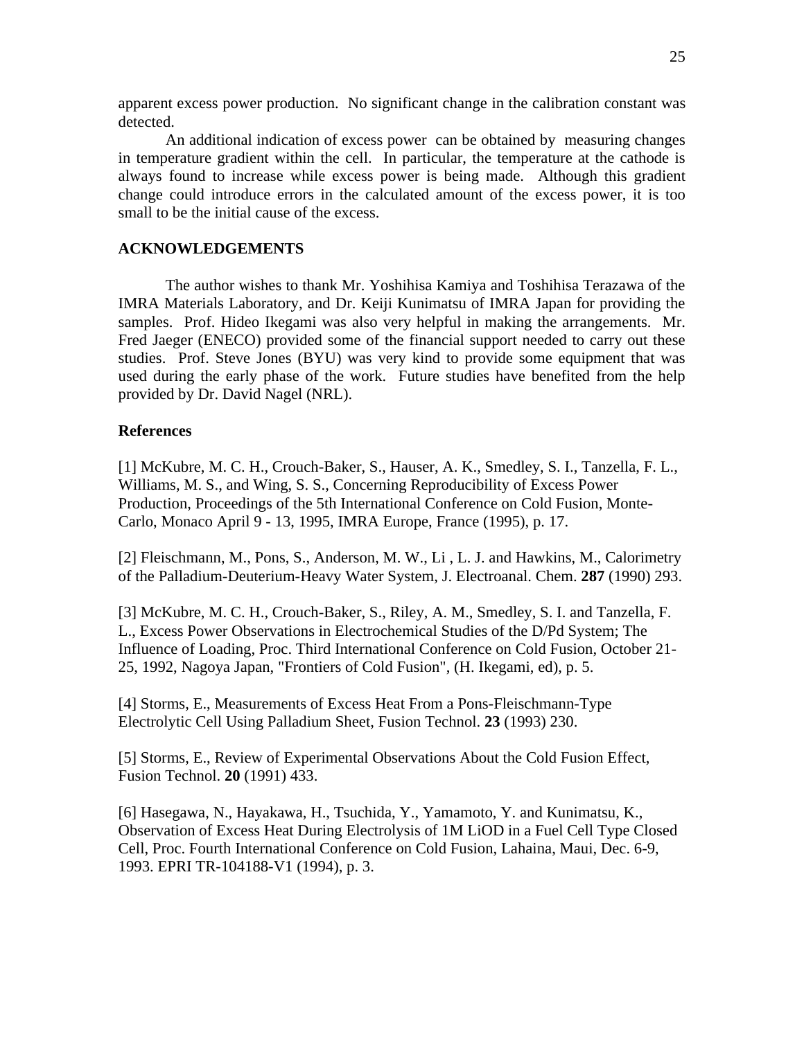apparent excess power production. No significant change in the calibration constant was detected.

An additional indication of excess power can be obtained by measuring changes in temperature gradient within the cell. In particular, the temperature at the cathode is always found to increase while excess power is being made. Although this gradient change could introduce errors in the calculated amount of the excess power, it is too small to be the initial cause of the excess.

## ACKNOWLEDGEMENTS

The author wishes to thank Mr. Yoshihisa Kamiya and Toshihisa Terazawa of the IMRA Materials Laboratory, and Dr. Keiji Kunimatsu of IMRA Japan for providing the samples. Prof. Hideo Ikegami was also very helpful in making the arrangements. Mr. Fred Jaeger (ENECO) provided some of the financial support needed to carry out these studies. Prof. Steve Jones (BYU) was very kind to provide some equipment that was used during the early phase of the work. Future studies have benefited from the help provided by Dr. David Nagel (NRL).

## References

[1] McKubre, M. C. H., Crouch-Baker, S., Hauser, A. K., Smedley, S. I., Tanzella, F. L., Williams, M. S., and Wing, S. S., Concerning Reproducibility of Excess Power Production, Proceedings of the 5th International Conference on Cold Fusion, Monte-Carlo, Monaco April 9 - 13, 1995, IMRA Europe, France (1995), p. 17.

[2] Fleischmann, M., Pons, S., Anderson, M. W., Li , L. J. and Hawkins, M., Calorimetry of the Palladium-Deuterium-Heavy Water System, J. Electroanal. Chem. **287** (1990) 293.

[3] McKubre, M. C. H., Crouch-Baker, S., Riley, A. M., Smedley, S. I. and Tanzella, F. L., Excess Power Observations in Electrochemical Studies of the D/Pd System; The Influence of Loading, Proc. Third International Conference on Cold Fusion, October 21-25, 1992, Nagoya Japan, "Frontiers of Cold Fusion", (H. Ikegami, ed), p. 5.

[4] Storms, E., Measurements of Excess Heat From a Pons-Fleischmann-Type Electrolytic Cell Using Palladium Sheet, Fusion Technol. **23** (1993) 230.

[5] Storms, E., Review of Experimental Observations About the Cold Fusion Effect, Fusion Technol. **20** (1991) 433.

[6] Hasegawa, N., Hayakawa, H., Tsuchida, Y., Yamamoto, Y. and Kunimatsu, K., Observation of Excess Heat During Electrolysis of 1M LiOD in a Fuel Cell Type Closed Cell, Proc. Fourth International Conference on Cold Fusion, Lahaina, Maui, Dec. 6-9, 1993. EPRI TR-104188-V1 (1994), p. 3.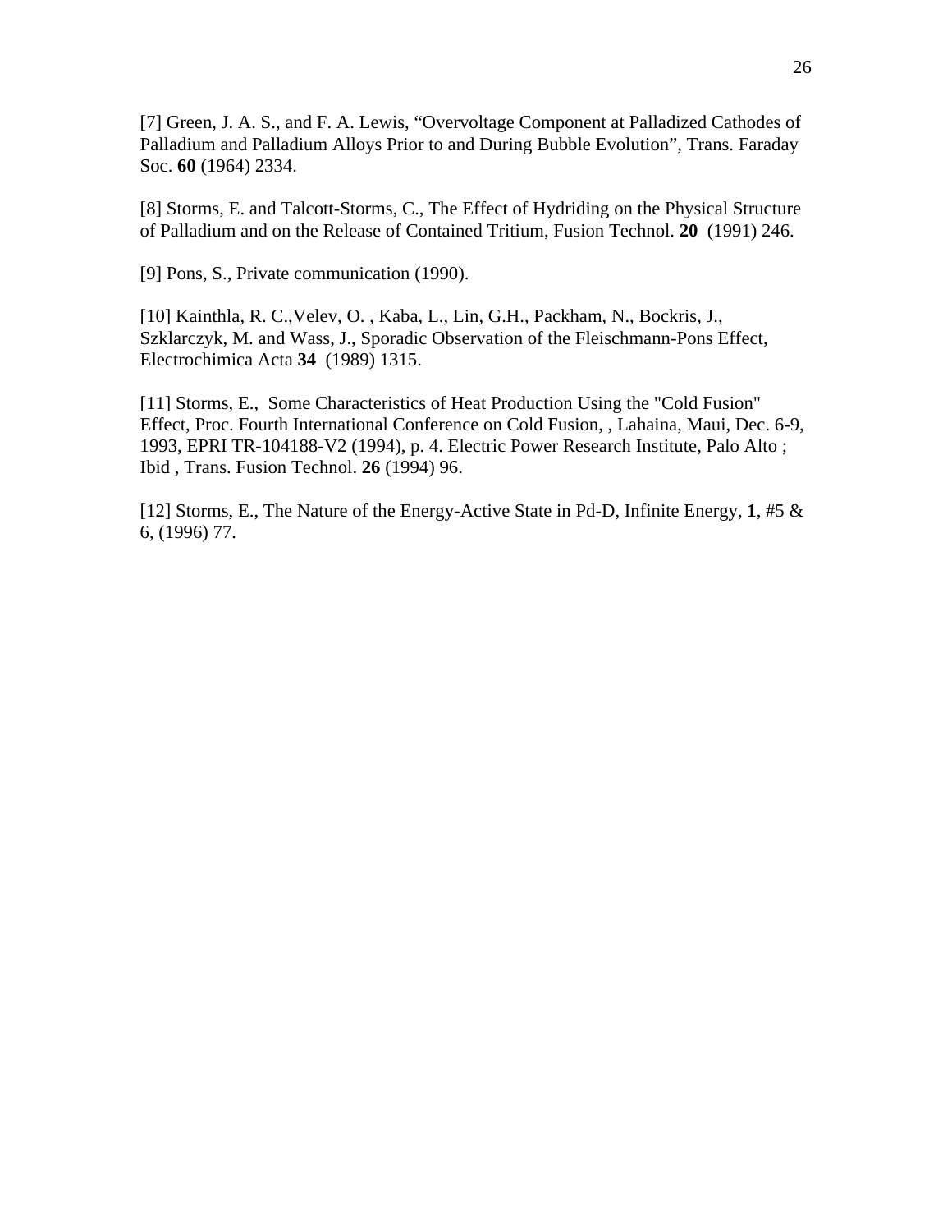[7] Green, J. A. S., and F. A. Lewis, "Overvoltage Component at Palladized Cathodes of Palladium and Palladium Alloys Prior to and During Bubble Evolution", Trans. Faraday Soc. **60** (1964) 2334.

[8] Storms, E. and Talcott-Storms, C., The Effect of Hydriding on the Physical Structure of Palladium and on the Release of Contained Tritium, Fusion Technol. **20** (1991) 246.

[9] Pons, S., Private communication (1990).

[10] Kainthla, R. C.,Velev, O. , Kaba, L., Lin, G.H., Packham, N., Bockris, J., Szklarczyk, M. and Wass, J., Sporadic Observation of the Fleischmann-Pons Effect, Electrochimica Acta **34** (1989) 1315.

[11] Storms, E., Some Characteristics of Heat Production Using the "Cold Fusion" Effect, Proc. Fourth International Conference on Cold Fusion, , Lahaina, Maui, Dec. 6-9, 1993, EPRI TR-104188-V2 (1994), p. 4. Electric Power Research Institute, Palo Alto ; Ibid , Trans. Fusion Technol. **26** (1994) 96.

[12] Storms, E., The Nature of the Energy-Active State in Pd-D, Infinite Energy, **1**, #5 & 6, (1996) 77.